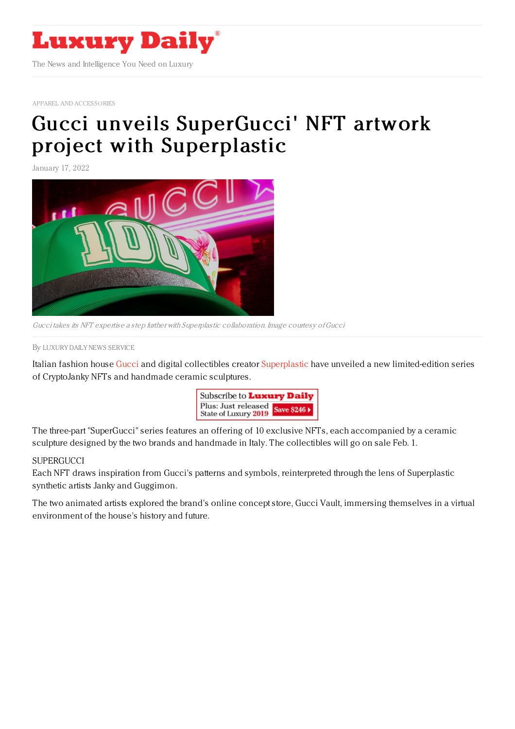APPAREL AND ACCESSORIES

# Gucci unveils SuperGucci' NFT artwork project with Superplastic

January 17, 2022

*Gucci takes its NFT expertise a step further with Superplastic collaboration. Image courtesy of Gucci*

By LUXURY DAILY NEWS SERVICE

Italian fashion house Gucci and digital collectibles creator Superplastic have unveiled a new limited-edition series of CryptoJanky NFTs and handmade ceramic sculptures.

The three-part "SuperGucci" series features an offering of 10 exclusive NFTs, each accompanied by a ceramic sculpture designed by the two brands and handmade in Italy. The collectibles will go on sale Feb. 1.

SUPERGUCCI

Each NFT draws inspiration from Gucci's patterns and symbols, reinterpreted through the lens of Superplastic synthetic artists Janky and Guggimon.

The two animated artists explored the brand's online concept store, Gucci Vault, immersing themselves in a virtual environment of the house's history and future.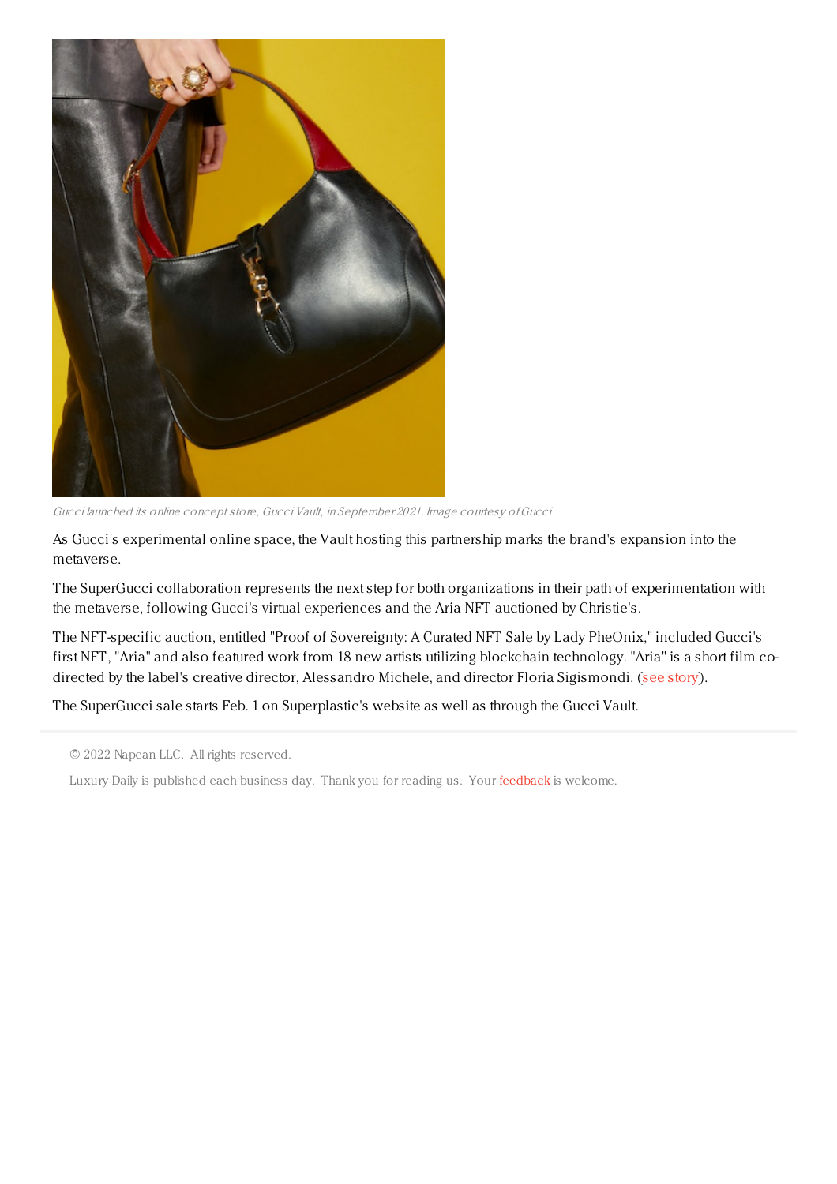*Gucci launched its online concept store, Gucci Vault, in September 2021. Image courtesy of Gucci*

As Gucci's experimental online space, the Vault hosting this partnership marks the brand's expansion into the metaverse.

The SuperGucci collaboration represents the next step for both organizations in their path of experimentation with the metaverse, following Gucci's virtual experiences and the Aria NFT auctioned by Christie's.

The NFT-specific auction, entitled "Proof of Sovereignty: A Curated NFT Sale by Lady PheOnix," included Gucci's first NFT, "Aria" and also featured work from 18 new artists utilizing blockchain technology. "Aria" is a short film co-directed by the label's creative director, Alessandro Michele, and director Floria Sigismondi. (see story).

The SuperGucci sale starts Feb. 1 on Superplastic's website as well as through the Gucci Vault.

© 2022 Napean LLC. All rights reserved.

Luxury Daily is published each business day. Thank you for reading us. Your feedback is welcome.